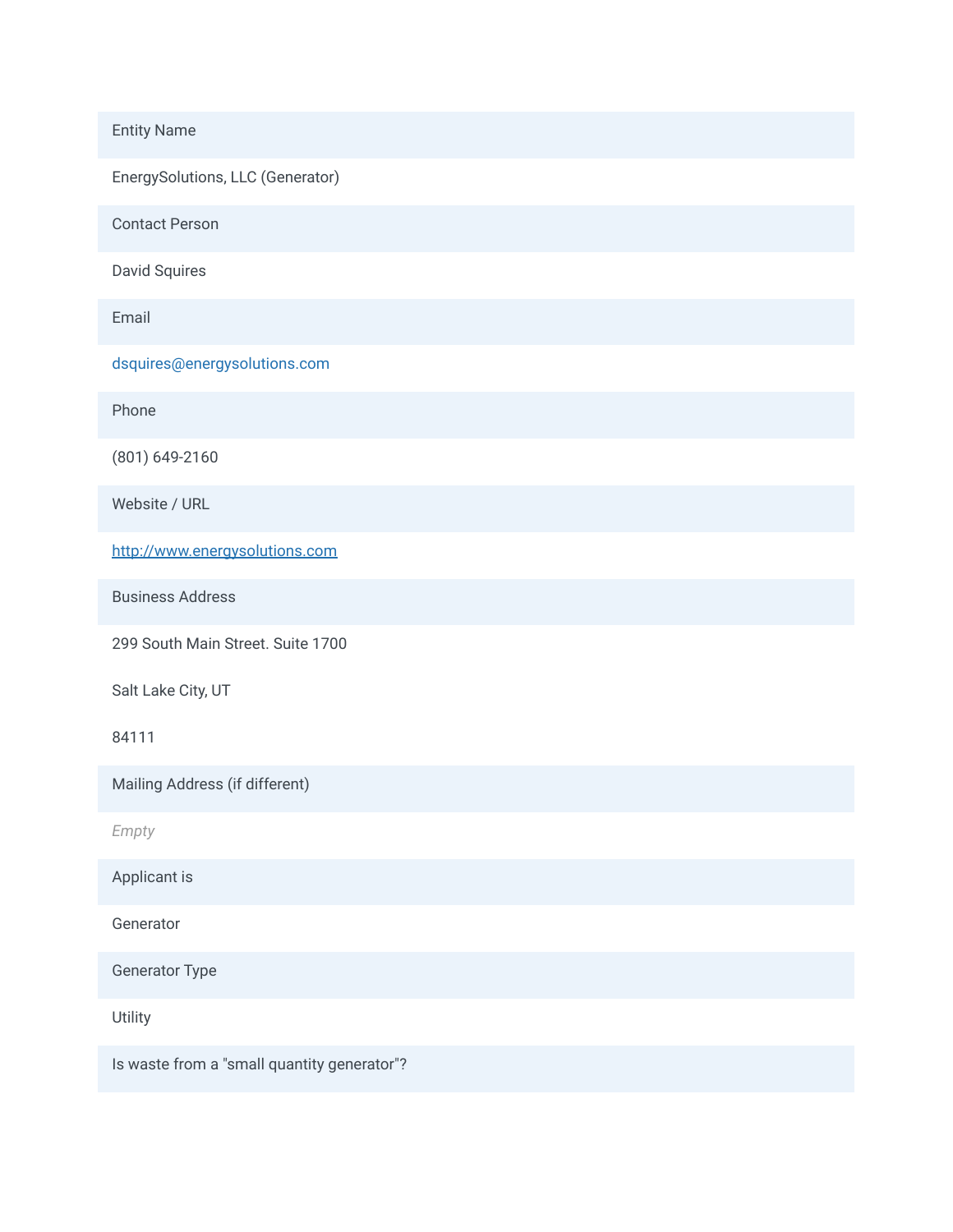| Entity Name |
| --- |
| EnergySolutions, LLC (Generator) |
| **Contact Person** |
| David Squires |
| **Email** |
| dsquires@energysolutions.com |
| **Phone** |
| (801) 649-2160 |
| **Website / URL** |
| http://www.energysolutions.com |
| **Business Address** |
| 299 South Main Street. Suite 1700<br>Salt Lake City, UT<br>84111 |
| **Mailing Address (if different)** |
| *Empty* |
| **Applicant is** |
| Generator |
| **Generator Type** |
| Utility |
| **Is waste from a "small quantity generator"?** |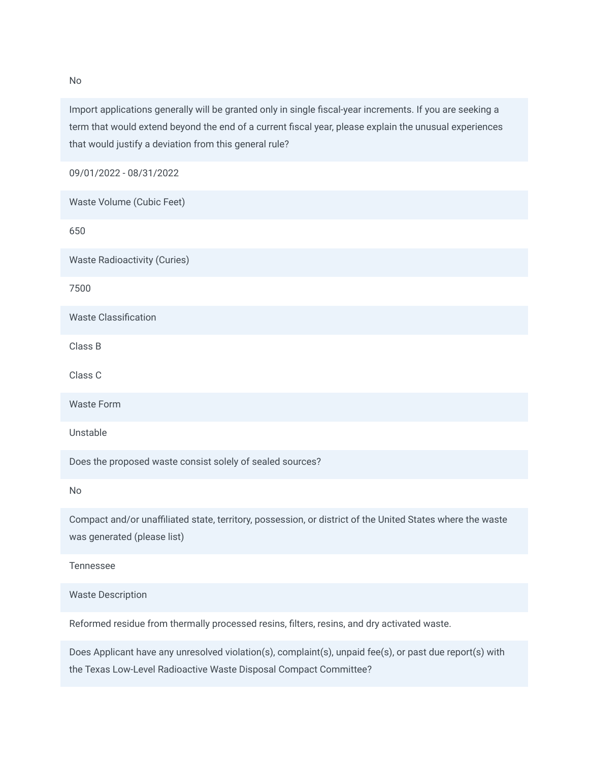No

**Import applications generally will be granted only in single fiscal-year increments. If you are seeking a term that would extend beyond the end of a current fiscal year, please explain the unusual experiences that would justify a deviation from this general rule?**

09/01/2022 - 08/31/2022

**Waste Volume (Cubic Feet)**

650

**Waste Radioactivity (Curies)**

7500

**Waste Classification**

Class B

Class C

**Waste Form**

Unstable

**Does the proposed waste consist solely of sealed sources?**

No

**Compact and/or unaffiliated state, territory, possession, or district of the United States where the waste was generated (please list)**

Tennessee

**Waste Description**

Reformed residue from thermally processed resins, filters, resins, and dry activated waste.

**Does Applicant have any unresolved violation(s), complaint(s), unpaid fee(s), or past due report(s) with the Texas Low-Level Radioactive Waste Disposal Compact Committee?**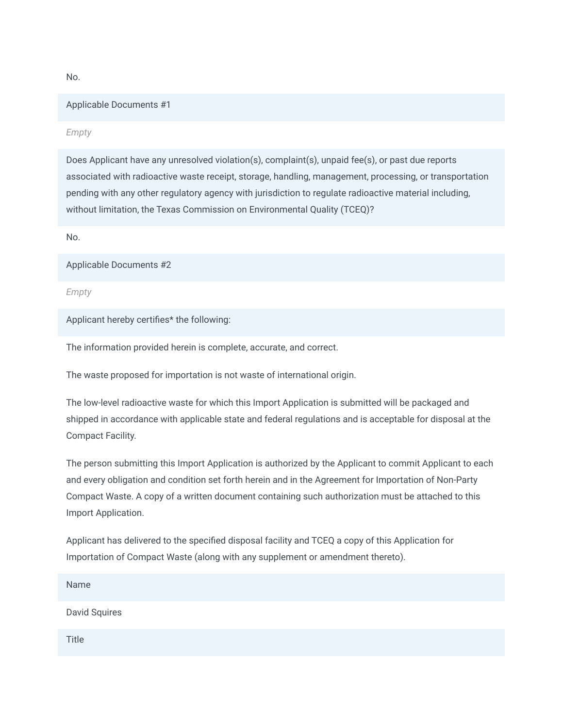No.

**Applicable Documents #1**

*Empty*

**Does Applicant have any unresolved violation(s), complaint(s), unpaid fee(s), or past due reports associated with radioactive waste receipt, storage, handling, management, processing, or transportation pending with any other regulatory agency with jurisdiction to regulate radioactive material including, without limitation, the Texas Commission on Environmental Quality (TCEQ)?**

No.

**Applicable Documents #2**

*Empty*

**Applicant hereby certifies* the following:**

The information provided herein is complete, accurate, and correct.

The waste proposed for importation is not waste of international origin.

The low-level radioactive waste for which this Import Application is submitted will be packaged and shipped in accordance with applicable state and federal regulations and is acceptable for disposal at the Compact Facility.

The person submitting this Import Application is authorized by the Applicant to commit Applicant to each and every obligation and condition set forth herein and in the Agreement for Importation of Non-Party Compact Waste. A copy of a written document containing such authorization must be attached to this Import Application.

Applicant has delivered to the specified disposal facility and TCEQ a copy of this Application for Importation of Compact Waste (along with any supplement or amendment thereto).

**Name**

David Squires

**Title**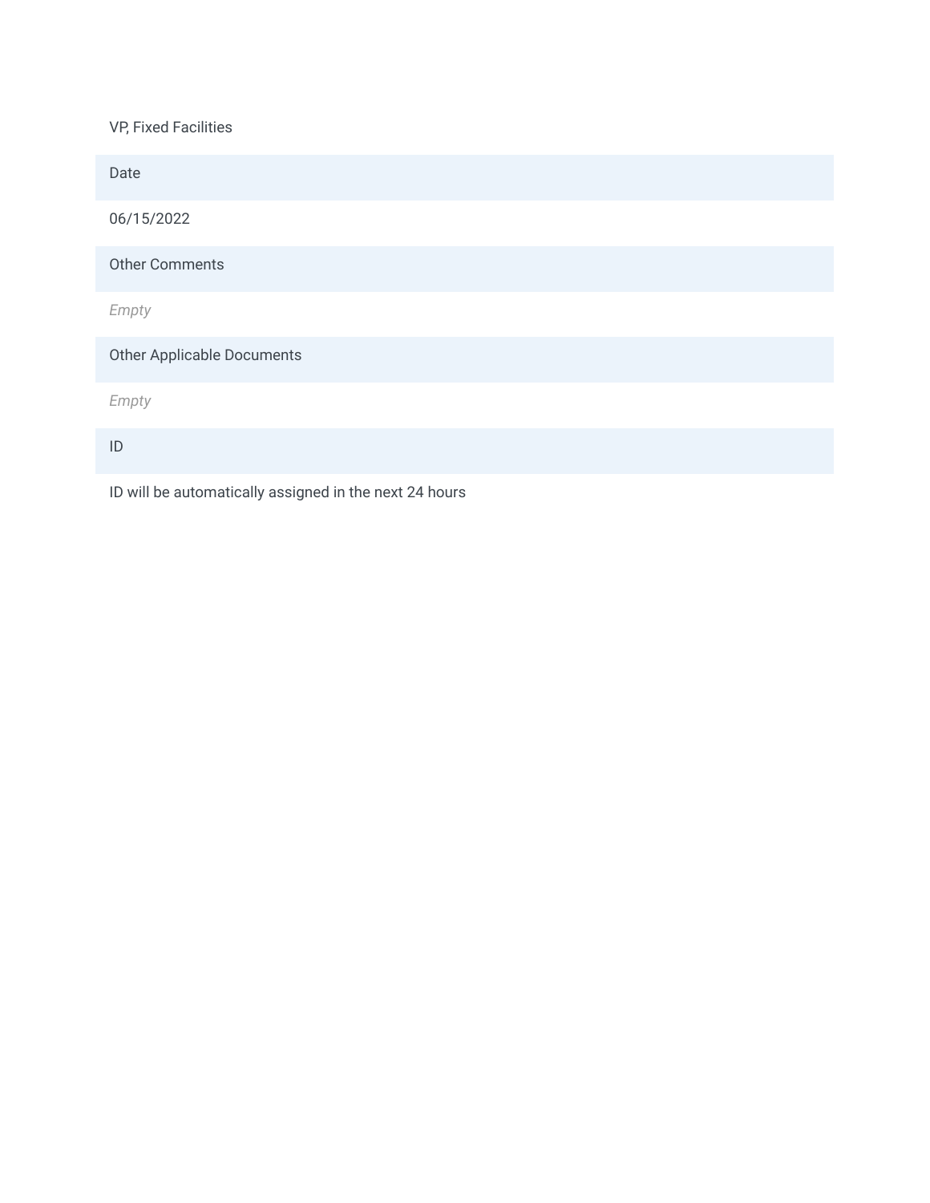VP, Fixed Facilities

**Date**

06/15/2022

**Other Comments**

*Empty*

**Other Applicable Documents**

*Empty*

**ID**

ID will be automatically assigned in the next 24 hours